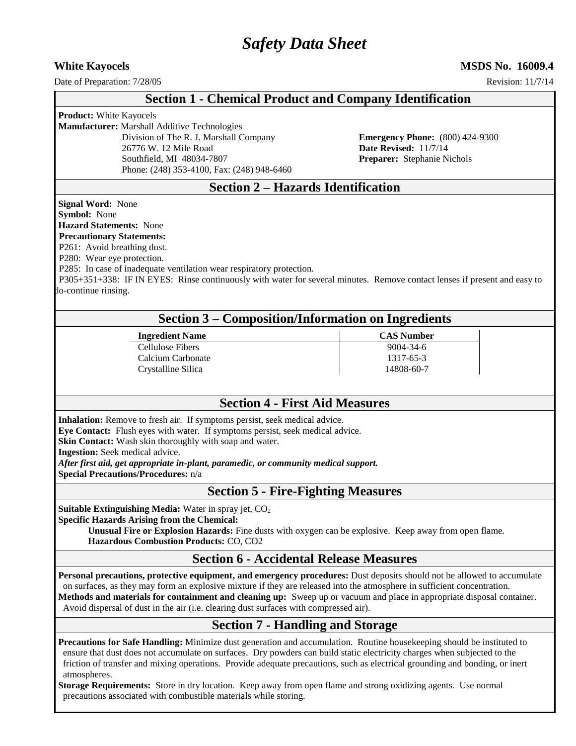# Safety Data Sheet

**White Kayocels** **MSDS No. 16009.4**

Date of Preparation: 7/28/05 Revision: 11/7/14

## Section 1 - Chemical Product and Company Identification

**Product:** White Kayocels

**Manufacturer:** Marshall Additive Technologies
Division of The R. J. Marshall Company
26776 W. 12 Mile Road
Southfield, MI 48034-7807
Phone: (248) 353-4100, Fax: (248) 948-6460

**Emergency Phone:** (800) 424-9300
**Date Revised:** 11/7/14
**Preparer:** Stephanie Nichols

## Section 2 – Hazards Identification

**Signal Word:** None
**Symbol:** None
**Hazard Statements:** None
**Precautionary Statements:**
P261: Avoid breathing dust.
P280: Wear eye protection.
P285: In case of inadequate ventilation wear respiratory protection.
P305+351+338: IF IN EYES: Rinse continuously with water for several minutes. Remove contact lenses if present and easy to do-continue rinsing.

## Section 3 – Composition/Information on Ingredients

| Ingredient Name | CAS Number |
|---|---|
| Cellulose Fibers | 9004-34-6 |
| Calcium Carbonate | 1317-65-3 |
| Crystalline Silica | 14808-60-7 |

## Section 4 - First Aid Measures

**Inhalation:** Remove to fresh air. If symptoms persist, seek medical advice.
**Eye Contact:** Flush eyes with water. If symptoms persist, seek medical advice.
**Skin Contact:** Wash skin thoroughly with soap and water.
**Ingestion:** Seek medical advice.
***After first aid, get appropriate in-plant, paramedic, or community medical support.***
**Special Precautions/Procedures:** n/a

## Section 5 - Fire-Fighting Measures

**Suitable Extinguishing Media:** Water in spray jet, $CO_2$
**Specific Hazards Arising from the Chemical:**
**Unusual Fire or Explosion Hazards:** Fine dusts with oxygen can be explosive. Keep away from open flame.
**Hazardous Combustion Products:** CO, CO2

## Section 6 - Accidental Release Measures

**Personal precautions, protective equipment, and emergency procedures:** Dust deposits should not be allowed to accumulate on surfaces, as they may form an explosive mixture if they are released into the atmosphere in sufficient concentration.
**Methods and materials for containment and cleaning up:** Sweep up or vacuum and place in appropriate disposal container. Avoid dispersal of dust in the air (i.e. clearing dust surfaces with compressed air).

## Section 7 - Handling and Storage

**Precautions for Safe Handling:** Minimize dust generation and accumulation. Routine housekeeping should be instituted to ensure that dust does not accumulate on surfaces. Dry powders can build static electricity charges when subjected to the friction of transfer and mixing operations. Provide adequate precautions, such as electrical grounding and bonding, or inert atmospheres.
**Storage Requirements:** Store in dry location. Keep away from open flame and strong oxidizing agents. Use normal precautions associated with combustible materials while storing.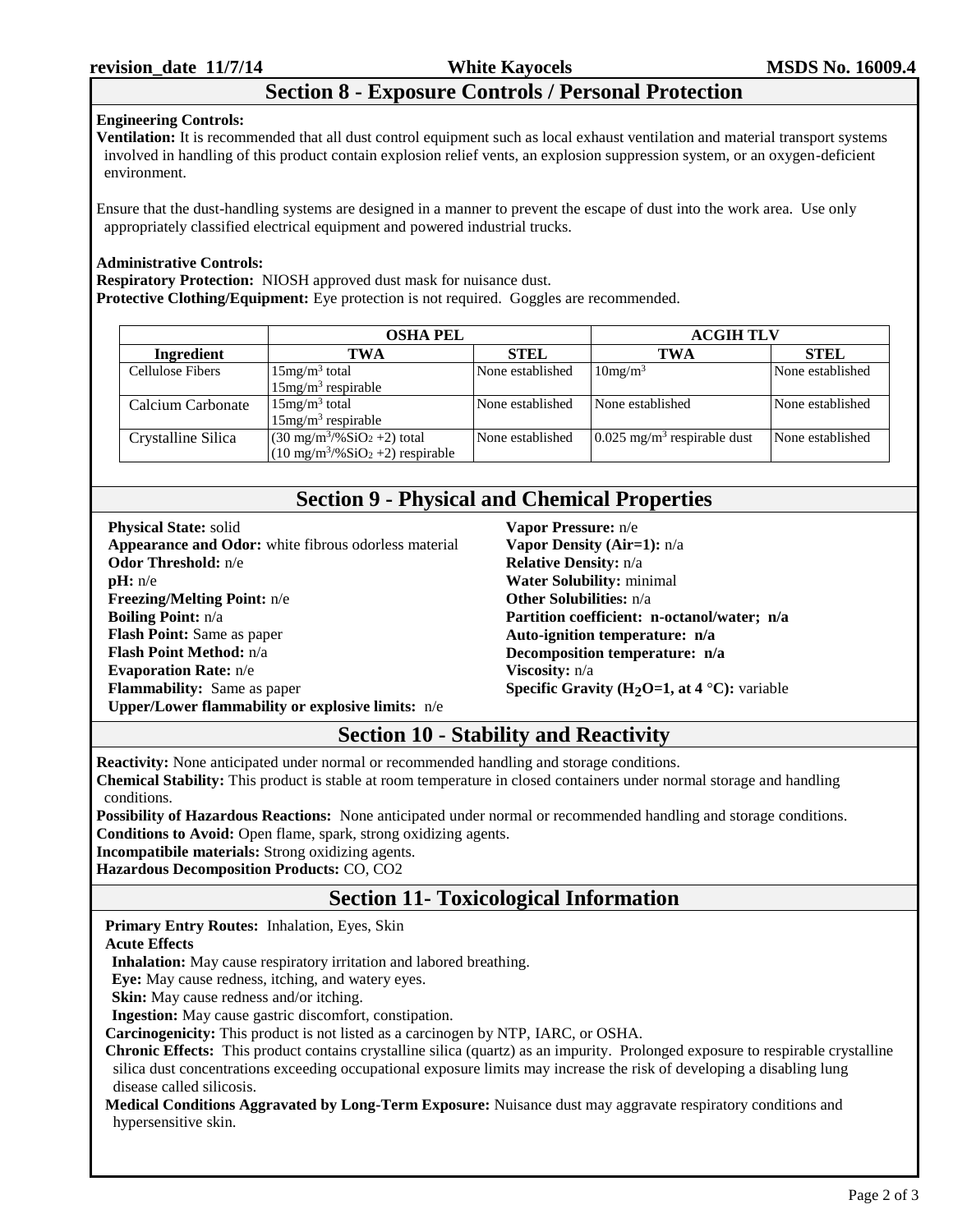## Section 8 - Exposure Controls / Personal Protection

**Engineering Controls:**

**Ventilation:** It is recommended that all dust control equipment such as local exhaust ventilation and material transport systems involved in handling of this product contain explosion relief vents, an explosion suppression system, or an oxygen-deficient environment.

Ensure that the dust-handling systems are designed in a manner to prevent the escape of dust into the work area. Use only appropriately classified electrical equipment and powered industrial trucks.

**Administrative Controls:**

**Respiratory Protection:** NIOSH approved dust mask for nuisance dust.

**Protective Clothing/Equipment:** Eye protection is not required. Goggles are recommended.

| | OSHA PEL | | ACGIH TLV | |
|---|---|---|---|---|
| **Ingredient** | **TWA** | **STEL** | **TWA** | **STEL** |
| Cellulose Fibers | 15mg/m$^3$ total<br>15mg/m$^3$ respirable | None established | 10mg/m$^3$ | None established |
| Calcium Carbonate | 15mg/m$^3$ total<br>15mg/m$^3$ respirable | None established | None established | None established |
| Crystalline Silica | (30 mg/m$^3$/%$SiO_2$ +2) total<br>(10 mg/m$^3$/%$SiO_2$ +2) respirable | None established | 0.025 mg/m$^3$ respirable dust | None established |

## Section 9 - Physical and Chemical Properties

**Physical State:** solid
**Appearance and Odor:** white fibrous odorless material
**Odor Threshold:** n/e
**pH:** n/e
**Freezing/Melting Point:** n/e
**Boiling Point:** n/a
**Flash Point:** Same as paper
**Flash Point Method:** n/a
**Evaporation Rate:** n/e
**Flammability:** Same as paper
**Upper/Lower flammability or explosive limits:** n/e
**Vapor Pressure:** n/e
**Vapor Density (Air=1):** n/a
**Relative Density:** n/a
**Water Solubility:** minimal
**Other Solubilities:** n/a
**Partition coefficient: n-octanol/water; n/a**
**Auto-ignition temperature: n/a**
**Decomposition temperature: n/a**
**Viscosity:** n/a
**Specific Gravity ($H_2O$=1, at 4 °C):** variable

## Section 10 - Stability and Reactivity

**Reactivity:** None anticipated under normal or recommended handling and storage conditions.
**Chemical Stability:** This product is stable at room temperature in closed containers under normal storage and handling conditions.
**Possibility of Hazardous Reactions:** None anticipated under normal or recommended handling and storage conditions.
**Conditions to Avoid:** Open flame, spark, strong oxidizing agents.
**Incompatibile materials:** Strong oxidizing agents.
**Hazardous Decomposition Products:** CO, CO2

## Section 11- Toxicological Information

**Primary Entry Routes:** Inhalation, Eyes, Skin

**Acute Effects**

**Inhalation:** May cause respiratory irritation and labored breathing.
**Eye:** May cause redness, itching, and watery eyes.
**Skin:** May cause redness and/or itching.
**Ingestion:** May cause gastric discomfort, constipation.

**Carcinogenicity:** This product is not listed as a carcinogen by NTP, IARC, or OSHA.

**Chronic Effects:** This product contains crystalline silica (quartz) as an impurity. Prolonged exposure to respirable crystalline silica dust concentrations exceeding occupational exposure limits may increase the risk of developing a disabling lung disease called silicosis.

**Medical Conditions Aggravated by Long-Term Exposure:** Nuisance dust may aggravate respiratory conditions and hypersensitive skin.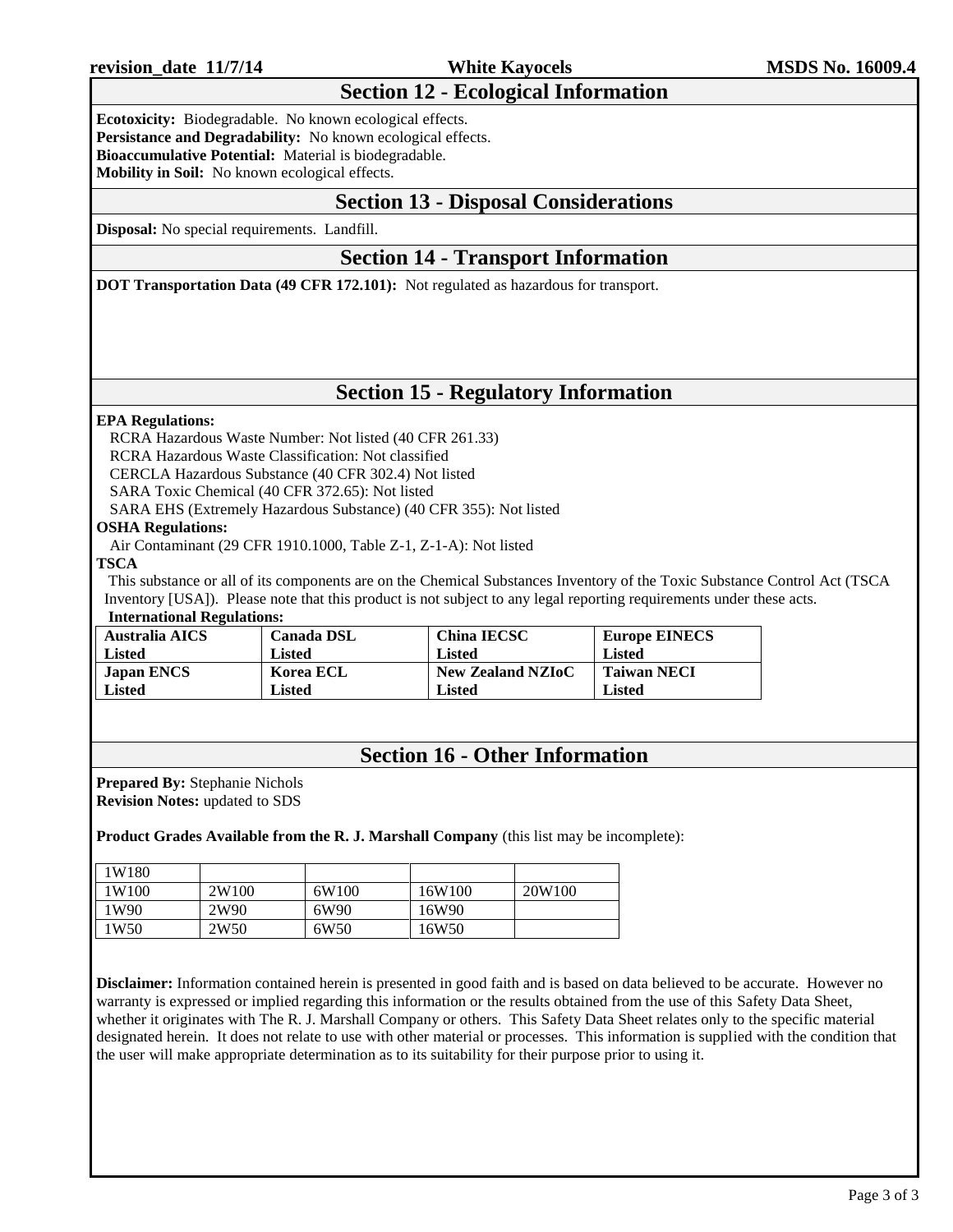## Section 12 - Ecological Information

**Ecotoxicity:** Biodegradable. No known ecological effects.
**Persistance and Degradability:** No known ecological effects.
**Bioaccumulative Potential:** Material is biodegradable.
**Mobility in Soil:** No known ecological effects.

## Section 13 - Disposal Considerations

**Disposal:** No special requirements. Landfill.

## Section 14 - Transport Information

**DOT Transportation Data (49 CFR 172.101):** Not regulated as hazardous for transport.

## Section 15 - Regulatory Information

**EPA Regulations:**

RCRA Hazardous Waste Number: Not listed (40 CFR 261.33)
RCRA Hazardous Waste Classification: Not classified
CERCLA Hazardous Substance (40 CFR 302.4) Not listed
SARA Toxic Chemical (40 CFR 372.65): Not listed
SARA EHS (Extremely Hazardous Substance) (40 CFR 355): Not listed

**OSHA Regulations:**

Air Contaminant (29 CFR 1910.1000, Table Z-1, Z-1-A): Not listed

**TSCA**

This substance or all of its components are on the Chemical Substances Inventory of the Toxic Substance Control Act (TSCA Inventory [USA]). Please note that this product is not subject to any legal reporting requirements under these acts.

**International Regulations:**

| | | | |
|---|---|---|---|
| **Australia AICS** **Listed** | **Canada DSL** **Listed** | **China IECSC** **Listed** | **Europe EINECS** **Listed** |
| **Japan ENCS** **Listed** | **Korea ECL** **Listed** | **New Zealand NZIoC** **Listed** | **Taiwan NECI** **Listed** |

## Section 16 - Other Information

**Prepared By:** Stephanie Nichols
**Revision Notes:** updated to SDS

**Product Grades Available from the R. J. Marshall Company** (this list may be incomplete):

| | | | | |
|---|---|---|---|---|
| 1W180 | | | | |
| 1W100 | 2W100 | 6W100 | 16W100 | 20W100 |
| 1W90 | 2W90 | 6W90 | 16W90 | |
| 1W50 | 2W50 | 6W50 | 16W50 | |

**Disclaimer:** Information contained herein is presented in good faith and is based on data believed to be accurate. However no warranty is expressed or implied regarding this information or the results obtained from the use of this Safety Data Sheet, whether it originates with The R. J. Marshall Company or others. This Safety Data Sheet relates only to the specific material designated herein. It does not relate to use with other material or processes. This information is supplied with the condition that the user will make appropriate determination as to its suitability for their purpose prior to using it.